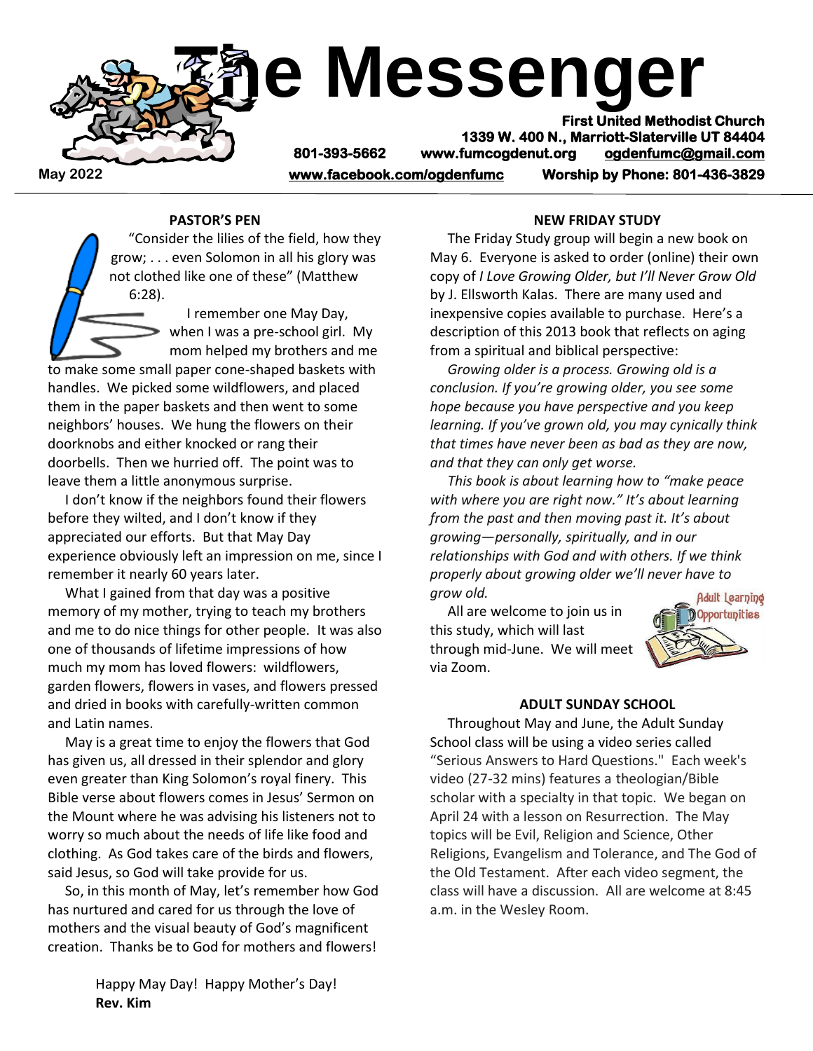# The Messenger

**First United Methodist Church**
**1339 W. 400 N., Marriott-Slaterville UT 84404**
**801-393-5662 www.fumcogdenut.org ogdenfumc@gmail.com**
**www.facebook.com/ogdenfumc Worship by Phone: 801-436-3829**

**May 2022**

## PASTOR'S PEN

"Consider the lilies of the field, how they grow; . . . even Solomon in all his glory was not clothed like one of these" (Matthew 6:28).

I remember one May Day, when I was a pre-school girl. My mom helped my brothers and me to make some small paper cone-shaped baskets with handles. We picked some wildflowers, and placed them in the paper baskets and then went to some neighbors' houses. We hung the flowers on their doorknobs and either knocked or rang their doorbells. Then we hurried off. The point was to leave them a little anonymous surprise.

I don't know if the neighbors found their flowers before they wilted, and I don't know if they appreciated our efforts. But that May Day experience obviously left an impression on me, since I remember it nearly 60 years later.

What I gained from that day was a positive memory of my mother, trying to teach my brothers and me to do nice things for other people. It was also one of thousands of lifetime impressions of how much my mom has loved flowers: wildflowers, garden flowers, flowers in vases, and flowers pressed and dried in books with carefully-written common and Latin names.

May is a great time to enjoy the flowers that God has given us, all dressed in their splendor and glory even greater than King Solomon's royal finery. This Bible verse about flowers comes in Jesus' Sermon on the Mount where he was advising his listeners not to worry so much about the needs of life like food and clothing. As God takes care of the birds and flowers, said Jesus, so God will take provide for us.

So, in this month of May, let's remember how God has nurtured and cared for us through the love of mothers and the visual beauty of God's magnificent creation. Thanks be to God for mothers and flowers!

Happy May Day! Happy Mother's Day!
**Rev. Kim**

## NEW FRIDAY STUDY

The Friday Study group will begin a new book on May 6. Everyone is asked to order (online) their own copy of *I Love Growing Older, but I'll Never Grow Old* by J. Ellsworth Kalas. There are many used and inexpensive copies available to purchase. Here's a description of this 2013 book that reflects on aging from a spiritual and biblical perspective:

*Growing older is a process. Growing old is a conclusion. If you're growing older, you see some hope because you have perspective and you keep learning. If you've grown old, you may cynically think that times have never been as bad as they are now, and that they can only get worse.*

*This book is about learning how to "make peace with where you are right now." It's about learning from the past and then moving past it. It's about growing—personally, spiritually, and in our relationships with God and with others. If we think properly about growing older we'll never have to grow old.*

All are welcome to join us in this study, which will last through mid-June. We will meet via Zoom.

## ADULT SUNDAY SCHOOL

Throughout May and June, the Adult Sunday School class will be using a video series called "Serious Answers to Hard Questions." Each week's video (27-32 mins) features a theologian/Bible scholar with a specialty in that topic. We began on April 24 with a lesson on Resurrection. The May topics will be Evil, Religion and Science, Other Religions, Evangelism and Tolerance, and The God of the Old Testament. After each video segment, the class will have a discussion. All are welcome at 8:45 a.m. in the Wesley Room.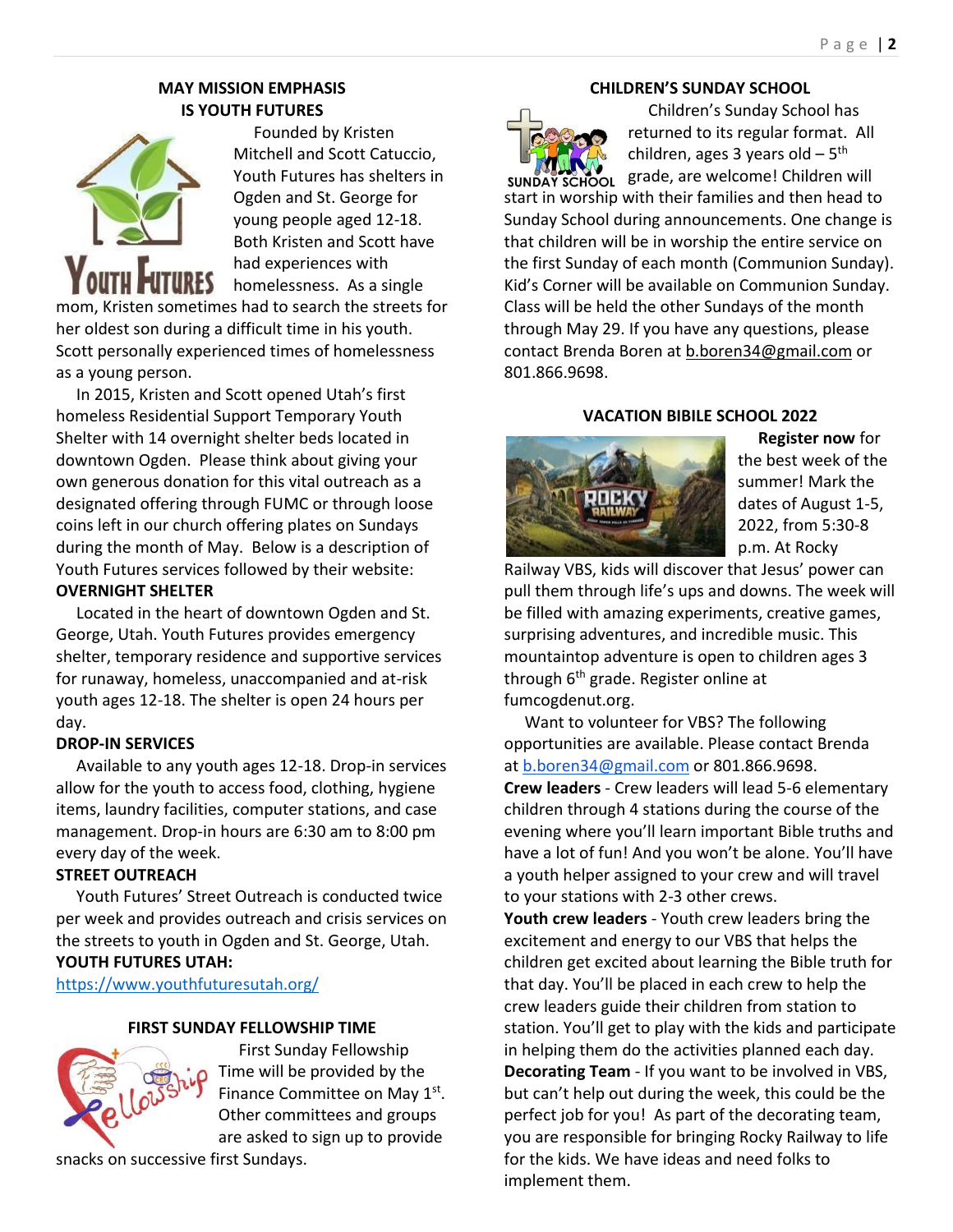## MAY MISSION EMPHASIS IS YOUTH FUTURES

Founded by Kristen Mitchell and Scott Catuccio, Youth Futures has shelters in Ogden and St. George for young people aged 12-18. Both Kristen and Scott have had experiences with homelessness. As a single mom, Kristen sometimes had to search the streets for her oldest son during a difficult time in his youth. Scott personally experienced times of homelessness as a young person.

In 2015, Kristen and Scott opened Utah's first homeless Residential Support Temporary Youth Shelter with 14 overnight shelter beds located in downtown Ogden. Please think about giving your own generous donation for this vital outreach as a designated offering through FUMC or through loose coins left in our church offering plates on Sundays during the month of May. Below is a description of Youth Futures services followed by their website:

**OVERNIGHT SHELTER**

Located in the heart of downtown Ogden and St. George, Utah. Youth Futures provides emergency shelter, temporary residence and supportive services for runaway, homeless, unaccompanied and at-risk youth ages 12-18. The shelter is open 24 hours per day.

**DROP-IN SERVICES**

Available to any youth ages 12-18. Drop-in services allow for the youth to access food, clothing, hygiene items, laundry facilities, computer stations, and case management. Drop-in hours are 6:30 am to 8:00 pm every day of the week.

**STREET OUTREACH**

Youth Futures' Street Outreach is conducted twice per week and provides outreach and crisis services on the streets to youth in Ogden and St. George, Utah.

**YOUTH FUTURES UTAH:**

https://www.youthfuturesutah.org/

## FIRST SUNDAY FELLOWSHIP TIME

First Sunday Fellowship Time will be provided by the Finance Committee on May 1st. Other committees and groups are asked to sign up to provide snacks on successive first Sundays.

## CHILDREN'S SUNDAY SCHOOL

Children's Sunday School has returned to its regular format. All children, ages 3 years old – 5th grade, are welcome! Children will start in worship with their families and then head to Sunday School during announcements. One change is that children will be in worship the entire service on the first Sunday of each month (Communion Sunday). Kid's Corner will be available on Communion Sunday. Class will be held the other Sundays of the month through May 29. If you have any questions, please contact Brenda Boren at b.boren34@gmail.com or 801.866.9698.

## VACATION BIBILE SCHOOL 2022

**Register now** for the best week of the summer! Mark the dates of August 1-5, 2022, from 5:30-8 p.m. At Rocky Railway VBS, kids will discover that Jesus' power can pull them through life's ups and downs. The week will be filled with amazing experiments, creative games, surprising adventures, and incredible music. This mountaintop adventure is open to children ages 3 through 6th grade. Register online at fumcogdenut.org.

Want to volunteer for VBS? The following opportunities are available. Please contact Brenda at b.boren34@gmail.com or 801.866.9698.

**Crew leaders** - Crew leaders will lead 5-6 elementary children through 4 stations during the course of the evening where you'll learn important Bible truths and have a lot of fun! And you won't be alone. You'll have a youth helper assigned to your crew and will travel to your stations with 2-3 other crews.

**Youth crew leaders** - Youth crew leaders bring the excitement and energy to our VBS that helps the children get excited about learning the Bible truth for that day. You'll be placed in each crew to help the crew leaders guide their children from station to station. You'll get to play with the kids and participate in helping them do the activities planned each day.

**Decorating Team** - If you want to be involved in VBS, but can't help out during the week, this could be the perfect job for you! As part of the decorating team, you are responsible for bringing Rocky Railway to life for the kids. We have ideas and need folks to implement them.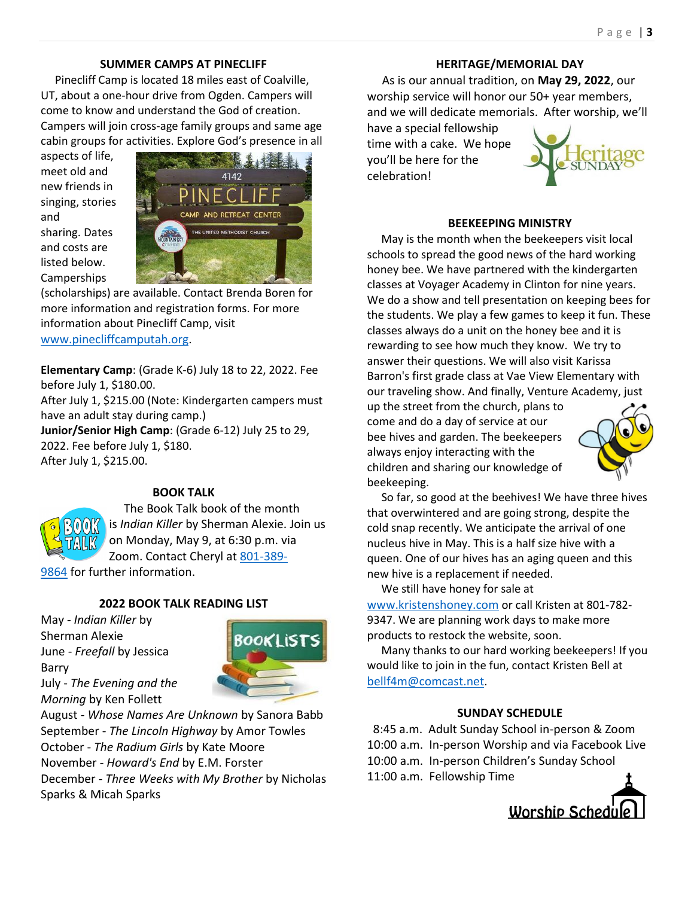## SUMMER CAMPS AT PINECLIFF

Pinecliff Camp is located 18 miles east of Coalville, UT, about a one-hour drive from Ogden. Campers will come to know and understand the God of creation. Campers will join cross-age family groups and same age cabin groups for activities. Explore God's presence in all aspects of life, meet old and new friends in singing, stories and sharing. Dates and costs are listed below. Camperships (scholarships) are available. Contact Brenda Boren for more information and registration forms. For more information about Pinecliff Camp, visit www.pinecliffcamputah.org.

**Elementary Camp**: (Grade K-6) July 18 to 22, 2022. Fee before July 1, $180.00.
After July 1, $215.00 (Note: Kindergarten campers must have an adult stay during camp.)
**Junior/Senior High Camp**: (Grade 6-12) July 25 to 29, 2022. Fee before July 1, $180.
After July 1, $215.00.

## BOOK TALK

The Book Talk book of the month is *Indian Killer* by Sherman Alexie. Join us on Monday, May 9, at 6:30 p.m. via Zoom. Contact Cheryl at 801-389-9864 for further information.

## 2022 BOOK TALK READING LIST

May - *Indian Killer* by Sherman Alexie
June - *Freefall* by Jessica Barry
July - *The Evening and the Morning* by Ken Follett
August - *Whose Names Are Unknown* by Sanora Babb
September - *The Lincoln Highway* by Amor Towles
October - *The Radium Girls* by Kate Moore
November - *Howard's End* by E.M. Forster
December - *Three Weeks with My Brother* by Nicholas Sparks & Micah Sparks

## HERITAGE/MEMORIAL DAY

As is our annual tradition, on **May 29, 2022**, our worship service will honor our 50+ year members, and we will dedicate memorials. After worship, we'll have a special fellowship time with a cake. We hope you'll be here for the celebration!

## BEEKEEPING MINISTRY

May is the month when the beekeepers visit local schools to spread the good news of the hard working honey bee. We have partnered with the kindergarten classes at Voyager Academy in Clinton for nine years. We do a show and tell presentation on keeping bees for the students. We play a few games to keep it fun. These classes always do a unit on the honey bee and it is rewarding to see how much they know. We try to answer their questions. We will also visit Karissa Barron's first grade class at Vae View Elementary with our traveling show. And finally, Venture Academy, just up the street from the church, plans to come and do a day of service at our bee hives and garden. The beekeepers always enjoy interacting with the children and sharing our knowledge of beekeeping.

So far, so good at the beehives! We have three hives that overwintered and are going strong, despite the cold snap recently. We anticipate the arrival of one nucleus hive in May. This is a half size hive with a queen. One of our hives has an aging queen and this new hive is a replacement if needed.

We still have honey for sale at www.kristenshoney.com or call Kristen at 801-782-9347. We are planning work days to make more products to restock the website, soon.

Many thanks to our hard working beekeepers! If you would like to join in the fun, contact Kristen Bell at bellf4m@comcast.net.

## SUNDAY SCHEDULE

8:45 a.m. Adult Sunday School in-person & Zoom
10:00 a.m. In-person Worship and via Facebook Live
10:00 a.m. In-person Children's Sunday School
11:00 a.m. Fellowship Time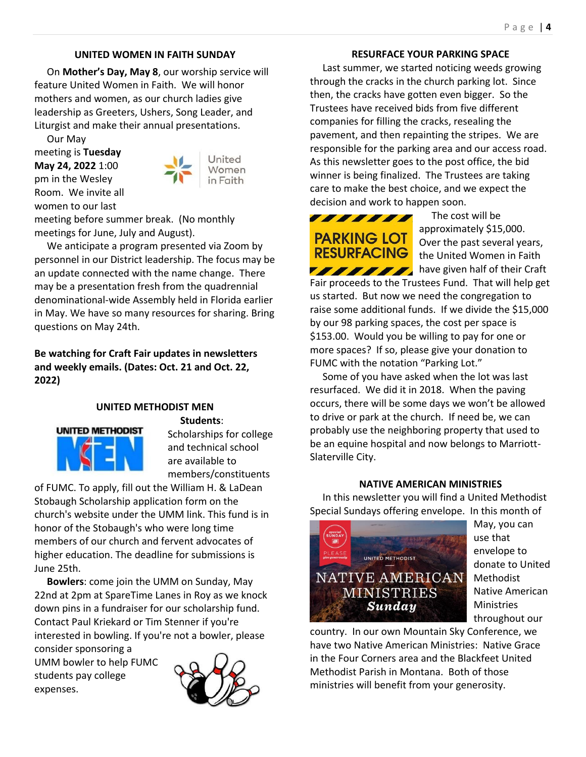## UNITED WOMEN IN FAITH SUNDAY

On **Mother's Day, May 8**, our worship service will feature United Women in Faith. We will honor mothers and women, as our church ladies give leadership as Greeters, Ushers, Song Leader, and Liturgist and make their annual presentations.

Our May meeting is **Tuesday May 24, 2022** 1:00 pm in the Wesley Room. We invite all women to our last meeting before summer break. (No monthly meetings for June, July and August).

We anticipate a program presented via Zoom by personnel in our District leadership. The focus may be an update connected with the name change. There may be a presentation fresh from the quadrennial denominational-wide Assembly held in Florida earlier in May. We have so many resources for sharing. Bring questions on May 24th.

**Be watching for Craft Fair updates in newsletters and weekly emails. (Dates: Oct. 21 and Oct. 22, 2022)**

## UNITED METHODIST MEN

**Students**: Scholarships for college and technical school are available to members/constituents of FUMC. To apply, fill out the William H. & LaDean Stobaugh Scholarship application form on the church's website under the UMM link. This fund is in honor of the Stobaugh's who were long time members of our church and fervent advocates of higher education. The deadline for submissions is June 25th.

**Bowlers**: come join the UMM on Sunday, May 22nd at 2pm at SpareTime Lanes in Roy as we knock down pins in a fundraiser for our scholarship fund. Contact Paul Kriekard or Tim Stenner if you're interested in bowling. If you're not a bowler, please consider sponsoring a UMM bowler to help FUMC students pay college expenses.

## RESURFACE YOUR PARKING SPACE

Last summer, we started noticing weeds growing through the cracks in the church parking lot. Since then, the cracks have gotten even bigger. So the Trustees have received bids from five different companies for filling the cracks, resealing the pavement, and then repainting the stripes. We are responsible for the parking area and our access road. As this newsletter goes to the post office, the bid winner is being finalized. The Trustees are taking care to make the best choice, and we expect the decision and work to happen soon.

The cost will be approximately $15,000. Over the past several years, the United Women in Faith have given half of their Craft Fair proceeds to the Trustees Fund. That will help get us started. But now we need the congregation to raise some additional funds. If we divide the $15,000 by our 98 parking spaces, the cost per space is $153.00. Would you be willing to pay for one or more spaces? If so, please give your donation to FUMC with the notation "Parking Lot."

Some of you have asked when the lot was last resurfaced. We did it in 2018. When the paving occurs, there will be some days we won't be allowed to drive or park at the church. If need be, we can probably use the neighboring property that used to be an equine hospital and now belongs to Marriott-Slaterville City.

## NATIVE AMERICAN MINISTRIES

In this newsletter you will find a United Methodist Special Sundays offering envelope. In this month of May, you can use that envelope to donate to United Methodist Native American Ministries throughout our country. In our own Mountain Sky Conference, we have two Native American Ministries: Native Grace in the Four Corners area and the Blackfeet United Methodist Parish in Montana. Both of those ministries will benefit from your generosity.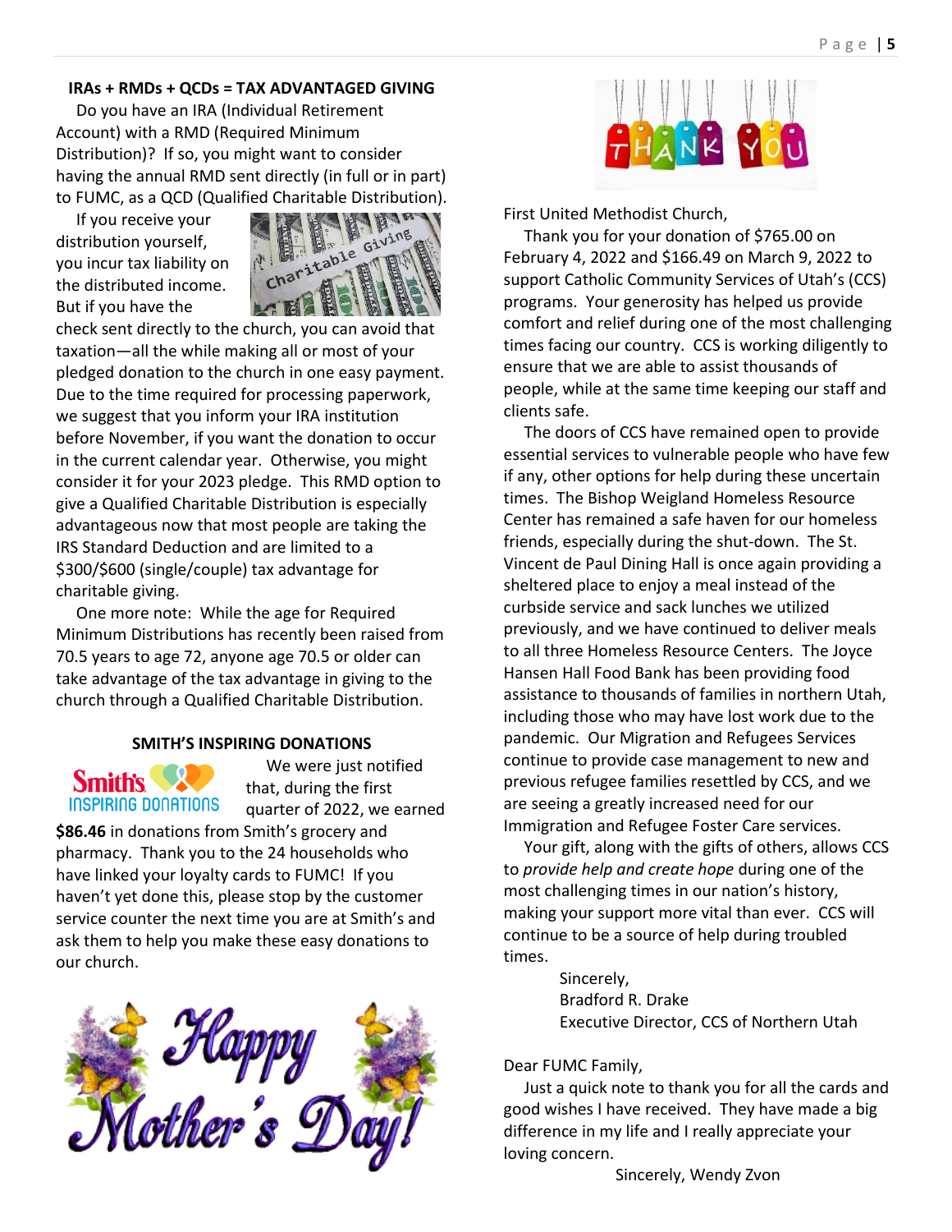**IRAs + RMDs + QCDs = TAX ADVANTAGED GIVING**

Do you have an IRA (Individual Retirement Account) with a RMD (Required Minimum Distribution)? If so, you might want to consider having the annual RMD sent directly (in full or in part) to FUMC, as a QCD (Qualified Charitable Distribution).

If you receive your distribution yourself, you incur tax liability on the distributed income. But if you have the check sent directly to the church, you can avoid that taxation—all the while making all or most of your pledged donation to the church in one easy payment. Due to the time required for processing paperwork, we suggest that you inform your IRA institution before November, if you want the donation to occur in the current calendar year. Otherwise, you might consider it for your 2023 pledge. This RMD option to give a Qualified Charitable Distribution is especially advantageous now that most people are taking the IRS Standard Deduction and are limited to a $300/$600 (single/couple) tax advantage for charitable giving.

One more note: While the age for Required Minimum Distributions has recently been raised from 70.5 years to age 72, anyone age 70.5 or older can take advantage of the tax advantage in giving to the church through a Qualified Charitable Distribution.

**SMITH'S INSPIRING DONATIONS**

We were just notified that, during the first quarter of 2022, we earned **$86.46** in donations from Smith's grocery and pharmacy. Thank you to the 24 households who have linked your loyalty cards to FUMC! If you haven't yet done this, please stop by the customer service counter the next time you are at Smith's and ask them to help you make these easy donations to our church.

First United Methodist Church,

Thank you for your donation of $765.00 on February 4, 2022 and $166.49 on March 9, 2022 to support Catholic Community Services of Utah's (CCS) programs. Your generosity has helped us provide comfort and relief during one of the most challenging times facing our country. CCS is working diligently to ensure that we are able to assist thousands of people, while at the same time keeping our staff and clients safe.

The doors of CCS have remained open to provide essential services to vulnerable people who have few if any, other options for help during these uncertain times. The Bishop Weigland Homeless Resource Center has remained a safe haven for our homeless friends, especially during the shut-down. The St. Vincent de Paul Dining Hall is once again providing a sheltered place to enjoy a meal instead of the curbside service and sack lunches we utilized previously, and we have continued to deliver meals to all three Homeless Resource Centers. The Joyce Hansen Hall Food Bank has been providing food assistance to thousands of families in northern Utah, including those who may have lost work due to the pandemic. Our Migration and Refugees Services continue to provide case management to new and previous refugee families resettled by CCS, and we are seeing a greatly increased need for our Immigration and Refugee Foster Care services.

Your gift, along with the gifts of others, allows CCS to *provide help and create hope* during one of the most challenging times in our nation's history, making your support more vital than ever. CCS will continue to be a source of help during troubled times.

Sincerely,
Bradford R. Drake
Executive Director, CCS of Northern Utah

Dear FUMC Family,

Just a quick note to thank you for all the cards and good wishes I have received. They have made a big difference in my life and I really appreciate your loving concern.

Sincerely, Wendy Zvon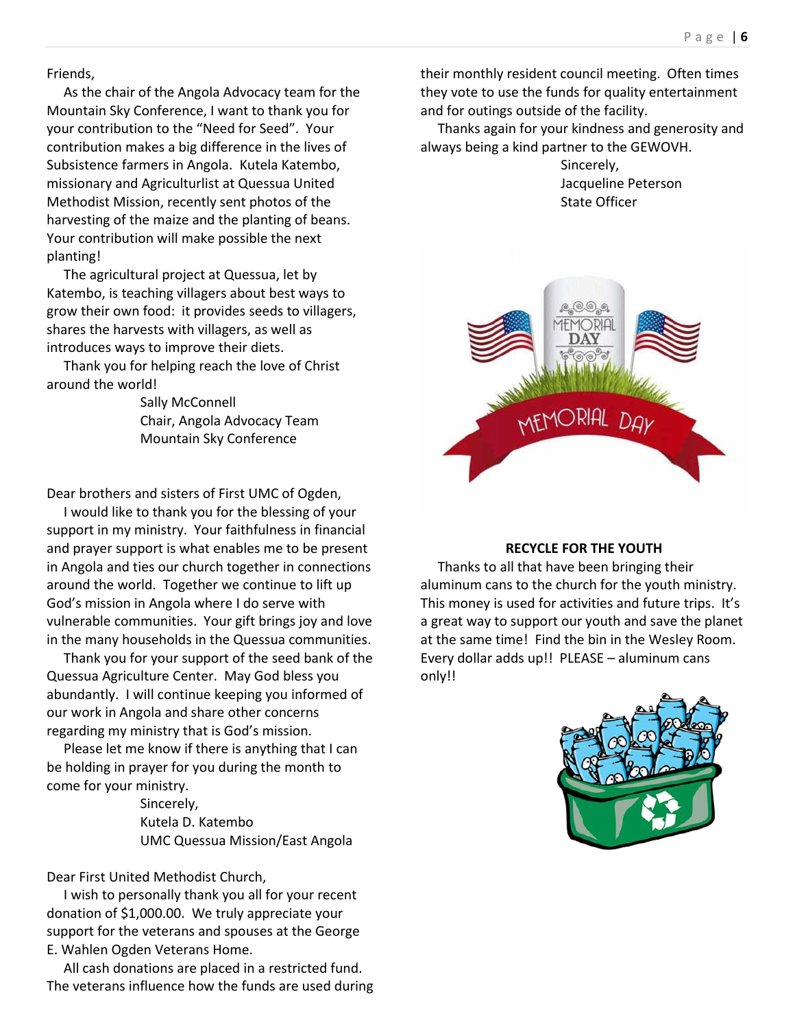Friends,

As the chair of the Angola Advocacy team for the Mountain Sky Conference, I want to thank you for your contribution to the "Need for Seed". Your contribution makes a big difference in the lives of Subsistence farmers in Angola. Kutela Katembo, missionary and Agriculturlist at Quessua United Methodist Mission, recently sent photos of the harvesting of the maize and the planting of beans. Your contribution will make possible the next planting!

The agricultural project at Quessua, let by Katembo, is teaching villagers about best ways to grow their own food: it provides seeds to villagers, shares the harvests with villagers, as well as introduces ways to improve their diets.

Thank you for helping reach the love of Christ around the world!

Sally McConnell
Chair, Angola Advocacy Team
Mountain Sky Conference

Dear brothers and sisters of First UMC of Ogden,

I would like to thank you for the blessing of your support in my ministry. Your faithfulness in financial and prayer support is what enables me to be present in Angola and ties our church together in connections around the world. Together we continue to lift up God's mission in Angola where I do serve with vulnerable communities. Your gift brings joy and love in the many households in the Quessua communities.

Thank you for your support of the seed bank of the Quessua Agriculture Center. May God bless you abundantly. I will continue keeping you informed of our work in Angola and share other concerns regarding my ministry that is God's mission.

Please let me know if there is anything that I can be holding in prayer for you during the month to come for your ministry.

Sincerely,
Kutela D. Katembo
UMC Quessua Mission/East Angola

Dear First United Methodist Church,

I wish to personally thank you all for your recent donation of $1,000.00. We truly appreciate your support for the veterans and spouses at the George E. Wahlen Ogden Veterans Home.

All cash donations are placed in a restricted fund. The veterans influence how the funds are used during their monthly resident council meeting. Often times they vote to use the funds for quality entertainment and for outings outside of the facility.

Thanks again for your kindness and generosity and always being a kind partner to the GEWOVH.

Sincerely,
Jacqueline Peterson
State Officer

MEMORIAL DAY

**RECYCLE FOR THE YOUTH**

Thanks to all that have been bringing their aluminum cans to the church for the youth ministry. This money is used for activities and future trips. It's a great way to support our youth and save the planet at the same time! Find the bin in the Wesley Room. Every dollar adds up!! PLEASE – aluminum cans only!!